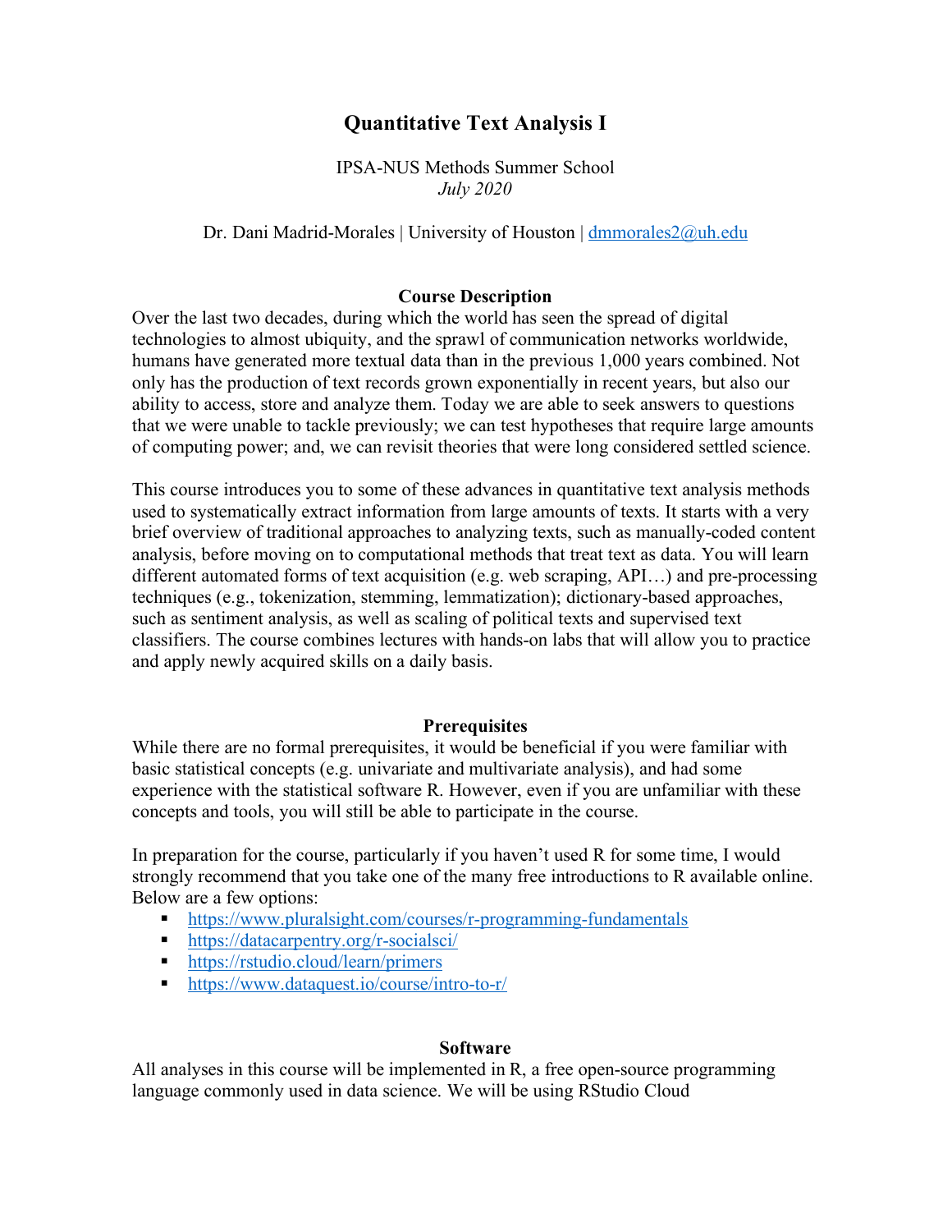# Quantitative Text Analysis I

IPSA-NUS Methods Summer School
*July 2020*

Dr. Dani Madrid-Morales | University of Houston | dmmorales2@uh.edu

## Course Description

Over the last two decades, during which the world has seen the spread of digital technologies to almost ubiquity, and the sprawl of communication networks worldwide, humans have generated more textual data than in the previous 1,000 years combined. Not only has the production of text records grown exponentially in recent years, but also our ability to access, store and analyze them. Today we are able to seek answers to questions that we were unable to tackle previously; we can test hypotheses that require large amounts of computing power; and, we can revisit theories that were long considered settled science.

This course introduces you to some of these advances in quantitative text analysis methods used to systematically extract information from large amounts of texts. It starts with a very brief overview of traditional approaches to analyzing texts, such as manually-coded content analysis, before moving on to computational methods that treat text as data. You will learn different automated forms of text acquisition (e.g. web scraping, API…) and pre-processing techniques (e.g., tokenization, stemming, lemmatization); dictionary-based approaches, such as sentiment analysis, as well as scaling of political texts and supervised text classifiers. The course combines lectures with hands-on labs that will allow you to practice and apply newly acquired skills on a daily basis.

## Prerequisites

While there are no formal prerequisites, it would be beneficial if you were familiar with basic statistical concepts (e.g. univariate and multivariate analysis), and had some experience with the statistical software R. However, even if you are unfamiliar with these concepts and tools, you will still be able to participate in the course.

In preparation for the course, particularly if you haven't used R for some time, I would strongly recommend that you take one of the many free introductions to R available online. Below are a few options:

- https://www.pluralsight.com/courses/r-programming-fundamentals
- https://datacarpentry.org/r-socialsci/
- https://rstudio.cloud/learn/primers
- https://www.dataquest.io/course/intro-to-r/

## Software

All analyses in this course will be implemented in R, a free open-source programming language commonly used in data science. We will be using RStudio Cloud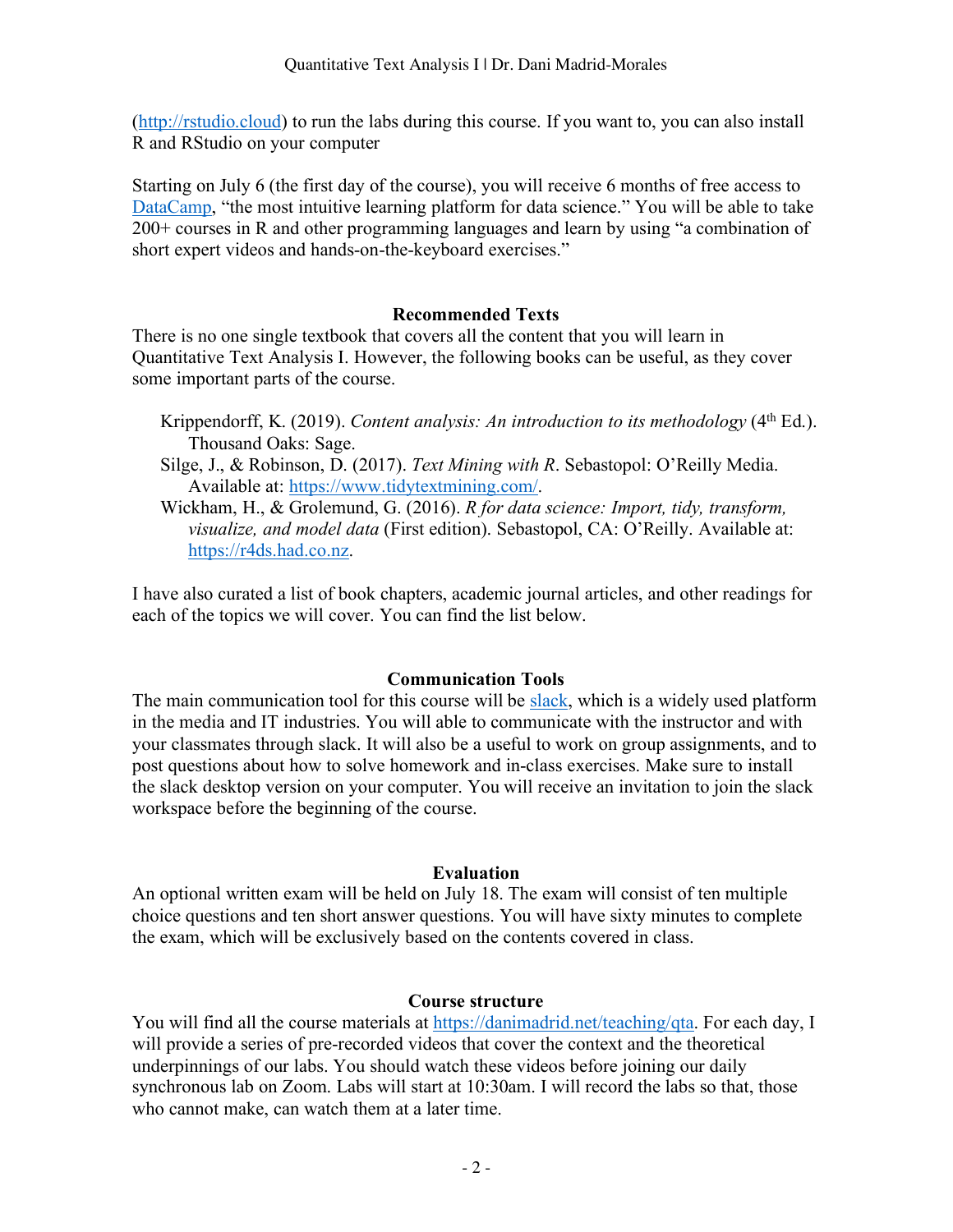(http://rstudio.cloud) to run the labs during this course. If you want to, you can also install R and RStudio on your computer

Starting on July 6 (the first day of the course), you will receive 6 months of free access to DataCamp, "the most intuitive learning platform for data science." You will be able to take 200+ courses in R and other programming languages and learn by using "a combination of short expert videos and hands-on-the-keyboard exercises."

## Recommended Texts

There is no one single textbook that covers all the content that you will learn in Quantitative Text Analysis I. However, the following books can be useful, as they cover some important parts of the course.

Krippendorff, K. (2019). *Content analysis: An introduction to its methodology* (4th Ed.). Thousand Oaks: Sage.

Silge, J., & Robinson, D. (2017). *Text Mining with R*. Sebastopol: O'Reilly Media. Available at: https://www.tidytextmining.com/.

Wickham, H., & Grolemund, G. (2016). *R for data science: Import, tidy, transform, visualize, and model data* (First edition). Sebastopol, CA: O'Reilly. Available at: https://r4ds.had.co.nz.

I have also curated a list of book chapters, academic journal articles, and other readings for each of the topics we will cover. You can find the list below.

## Communication Tools

The main communication tool for this course will be slack, which is a widely used platform in the media and IT industries. You will able to communicate with the instructor and with your classmates through slack. It will also be a useful to work on group assignments, and to post questions about how to solve homework and in-class exercises. Make sure to install the slack desktop version on your computer. You will receive an invitation to join the slack workspace before the beginning of the course.

## Evaluation

An optional written exam will be held on July 18. The exam will consist of ten multiple choice questions and ten short answer questions. You will have sixty minutes to complete the exam, which will be exclusively based on the contents covered in class.

## Course structure

You will find all the course materials at https://danimadrid.net/teaching/qta. For each day, I will provide a series of pre-recorded videos that cover the context and the theoretical underpinnings of our labs. You should watch these videos before joining our daily synchronous lab on Zoom. Labs will start at 10:30am. I will record the labs so that, those who cannot make, can watch them at a later time.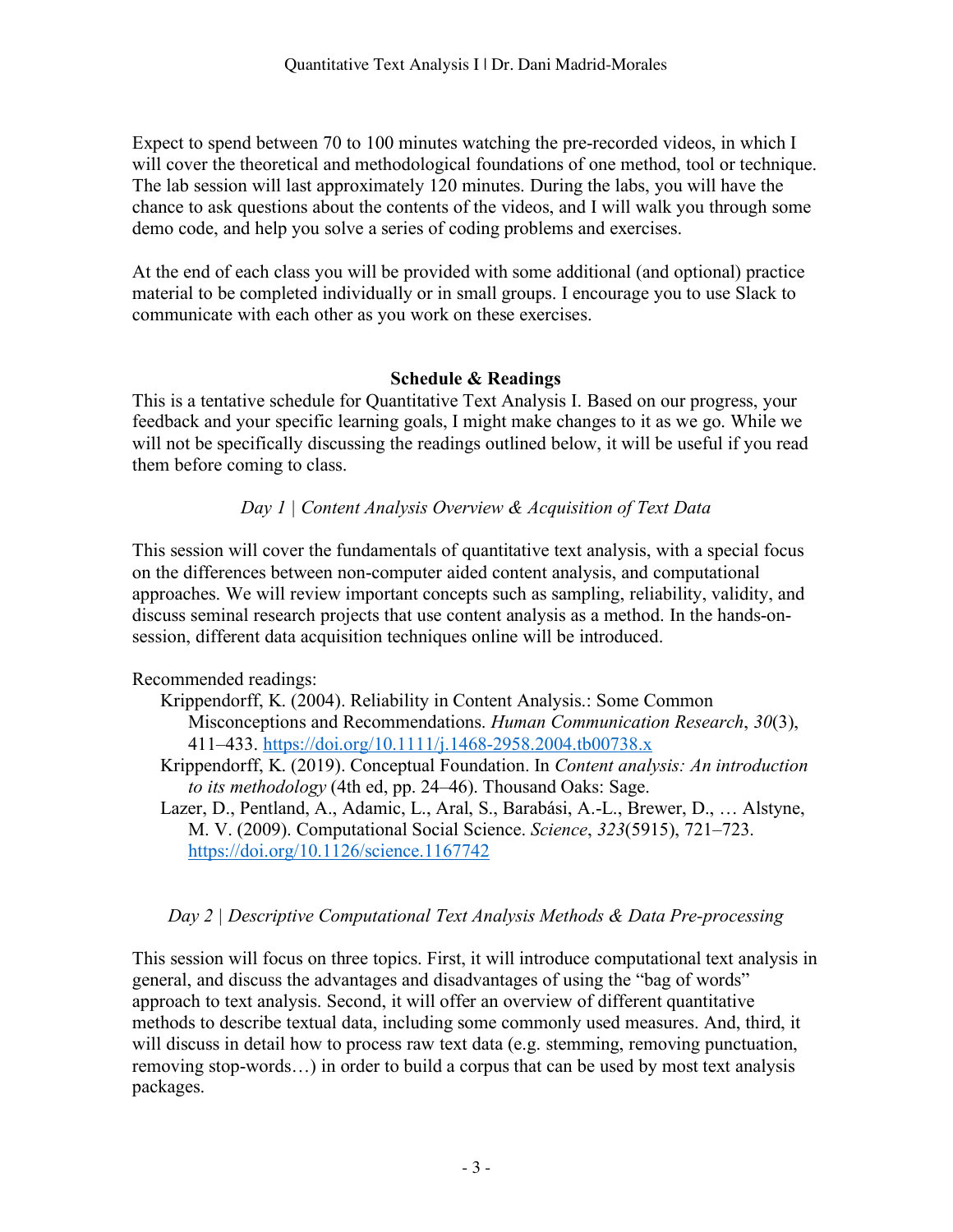Expect to spend between 70 to 100 minutes watching the pre-recorded videos, in which I will cover the theoretical and methodological foundations of one method, tool or technique. The lab session will last approximately 120 minutes. During the labs, you will have the chance to ask questions about the contents of the videos, and I will walk you through some demo code, and help you solve a series of coding problems and exercises.

At the end of each class you will be provided with some additional (and optional) practice material to be completed individually or in small groups. I encourage you to use Slack to communicate with each other as you work on these exercises.

## Schedule & Readings

This is a tentative schedule for Quantitative Text Analysis I. Based on our progress, your feedback and your specific learning goals, I might make changes to it as we go. While we will not be specifically discussing the readings outlined below, it will be useful if you read them before coming to class.

### *Day 1 | Content Analysis Overview & Acquisition of Text Data*

This session will cover the fundamentals of quantitative text analysis, with a special focus on the differences between non-computer aided content analysis, and computational approaches. We will review important concepts such as sampling, reliability, validity, and discuss seminal research projects that use content analysis as a method. In the hands-on-session, different data acquisition techniques online will be introduced.

Recommended readings:

- Krippendorff, K. (2004). Reliability in Content Analysis.: Some Common Misconceptions and Recommendations. *Human Communication Research*, *30*(3), 411–433. https://doi.org/10.1111/j.1468-2958.2004.tb00738.x
- Krippendorff, K. (2019). Conceptual Foundation. In *Content analysis: An introduction to its methodology* (4th ed, pp. 24–46). Thousand Oaks: Sage.
- Lazer, D., Pentland, A., Adamic, L., Aral, S., Barabási, A.-L., Brewer, D., … Alstyne, M. V. (2009). Computational Social Science. *Science*, *323*(5915), 721–723. https://doi.org/10.1126/science.1167742

### *Day 2 | Descriptive Computational Text Analysis Methods & Data Pre-processing*

This session will focus on three topics. First, it will introduce computational text analysis in general, and discuss the advantages and disadvantages of using the “bag of words” approach to text analysis. Second, it will offer an overview of different quantitative methods to describe textual data, including some commonly used measures. And, third, it will discuss in detail how to process raw text data (e.g. stemming, removing punctuation, removing stop-words…) in order to build a corpus that can be used by most text analysis packages.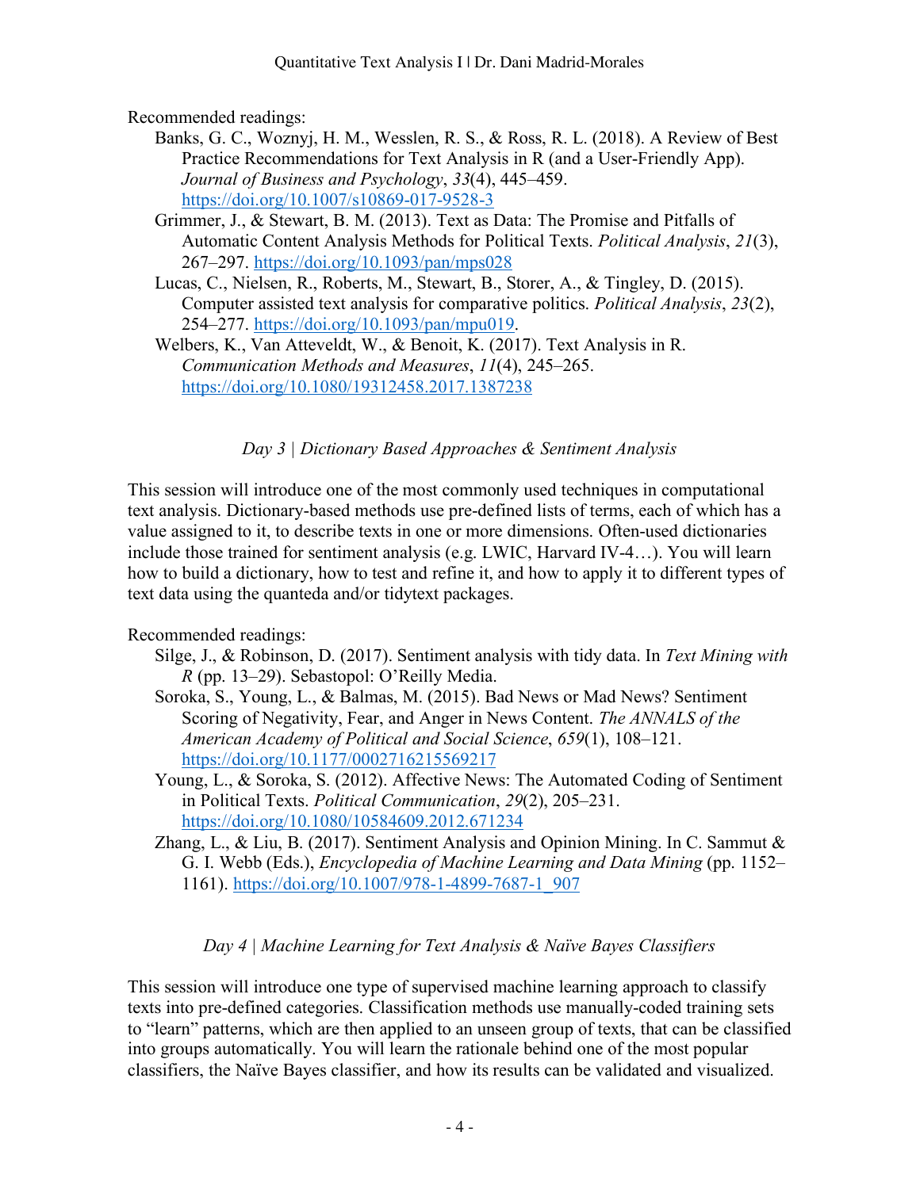Recommended readings:

- Banks, G. C., Woznyj, H. M., Wesslen, R. S., & Ross, R. L. (2018). A Review of Best Practice Recommendations for Text Analysis in R (and a User-Friendly App). *Journal of Business and Psychology*, *33*(4), 445–459. https://doi.org/10.1007/s10869-017-9528-3
- Grimmer, J., & Stewart, B. M. (2013). Text as Data: The Promise and Pitfalls of Automatic Content Analysis Methods for Political Texts. *Political Analysis*, *21*(3), 267–297. https://doi.org/10.1093/pan/mps028
- Lucas, C., Nielsen, R., Roberts, M., Stewart, B., Storer, A., & Tingley, D. (2015). Computer assisted text analysis for comparative politics. *Political Analysis*, *23*(2), 254–277. https://doi.org/10.1093/pan/mpu019.
- Welbers, K., Van Atteveldt, W., & Benoit, K. (2017). Text Analysis in R. *Communication Methods and Measures*, *11*(4), 245–265. https://doi.org/10.1080/19312458.2017.1387238

### *Day 3 | Dictionary Based Approaches & Sentiment Analysis*

This session will introduce one of the most commonly used techniques in computational text analysis. Dictionary-based methods use pre-defined lists of terms, each of which has a value assigned to it, to describe texts in one or more dimensions. Often-used dictionaries include those trained for sentiment analysis (e.g. LWIC, Harvard IV-4…). You will learn how to build a dictionary, how to test and refine it, and how to apply it to different types of text data using the quanteda and/or tidytext packages.

Recommended readings:

- Silge, J., & Robinson, D. (2017). Sentiment analysis with tidy data. In *Text Mining with R* (pp. 13–29). Sebastopol: O'Reilly Media.
- Soroka, S., Young, L., & Balmas, M. (2015). Bad News or Mad News? Sentiment Scoring of Negativity, Fear, and Anger in News Content. *The ANNALS of the American Academy of Political and Social Science*, *659*(1), 108–121. https://doi.org/10.1177/0002716215569217
- Young, L., & Soroka, S. (2012). Affective News: The Automated Coding of Sentiment in Political Texts. *Political Communication*, *29*(2), 205–231. https://doi.org/10.1080/10584609.2012.671234
- Zhang, L., & Liu, B. (2017). Sentiment Analysis and Opinion Mining. In C. Sammut & G. I. Webb (Eds.), *Encyclopedia of Machine Learning and Data Mining* (pp. 1152–1161). https://doi.org/10.1007/978-1-4899-7687-1_907

### *Day 4 | Machine Learning for Text Analysis & Naïve Bayes Classifiers*

This session will introduce one type of supervised machine learning approach to classify texts into pre-defined categories. Classification methods use manually-coded training sets to "learn" patterns, which are then applied to an unseen group of texts, that can be classified into groups automatically. You will learn the rationale behind one of the most popular classifiers, the Naïve Bayes classifier, and how its results can be validated and visualized.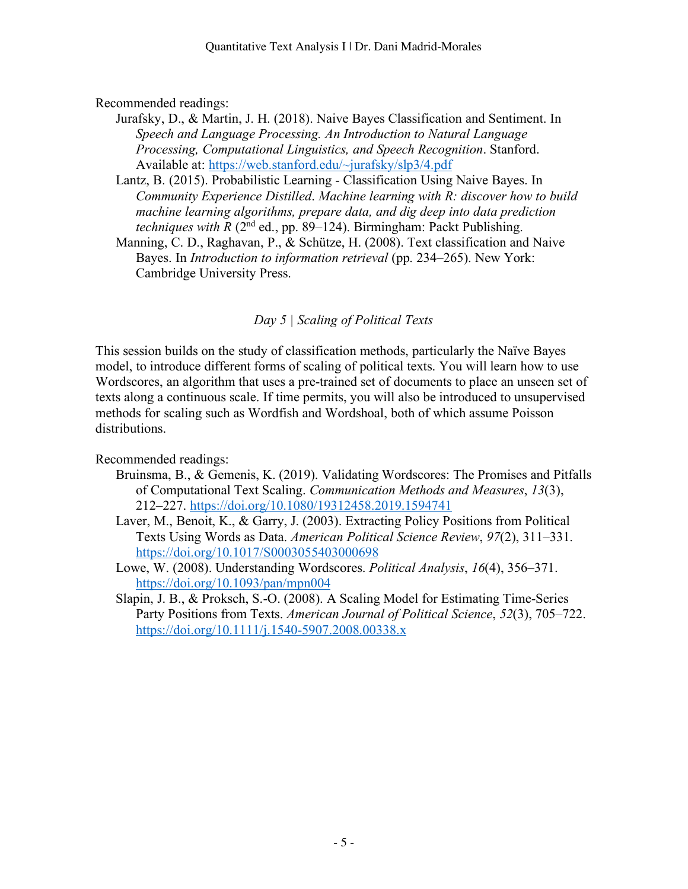Recommended readings:

- Jurafsky, D., & Martin, J. H. (2018). Naive Bayes Classification and Sentiment. In *Speech and Language Processing. An Introduction to Natural Language Processing, Computational Linguistics, and Speech Recognition*. Stanford. Available at: https://web.stanford.edu/~jurafsky/slp3/4.pdf
- Lantz, B. (2015). Probabilistic Learning - Classification Using Naive Bayes. In *Community Experience Distilled. Machine learning with R: discover how to build machine learning algorithms, prepare data, and dig deep into data prediction techniques with R* (2nd ed., pp. 89–124). Birmingham: Packt Publishing.
- Manning, C. D., Raghavan, P., & Schütze, H. (2008). Text classification and Naive Bayes. In *Introduction to information retrieval* (pp. 234–265). New York: Cambridge University Press.

### *Day 5 | Scaling of Political Texts*

This session builds on the study of classification methods, particularly the Naïve Bayes model, to introduce different forms of scaling of political texts. You will learn how to use Wordscores, an algorithm that uses a pre-trained set of documents to place an unseen set of texts along a continuous scale. If time permits, you will also be introduced to unsupervised methods for scaling such as Wordfish and Wordshoal, both of which assume Poisson distributions.

Recommended readings:

- Bruinsma, B., & Gemenis, K. (2019). Validating Wordscores: The Promises and Pitfalls of Computational Text Scaling. *Communication Methods and Measures*, *13*(3), 212–227. https://doi.org/10.1080/19312458.2019.1594741
- Laver, M., Benoit, K., & Garry, J. (2003). Extracting Policy Positions from Political Texts Using Words as Data. *American Political Science Review*, *97*(2), 311–331. https://doi.org/10.1017/S0003055403000698
- Lowe, W. (2008). Understanding Wordscores. *Political Analysis*, *16*(4), 356–371. https://doi.org/10.1093/pan/mpn004
- Slapin, J. B., & Proksch, S.-O. (2008). A Scaling Model for Estimating Time-Series Party Positions from Texts. *American Journal of Political Science*, *52*(3), 705–722. https://doi.org/10.1111/j.1540-5907.2008.00338.x